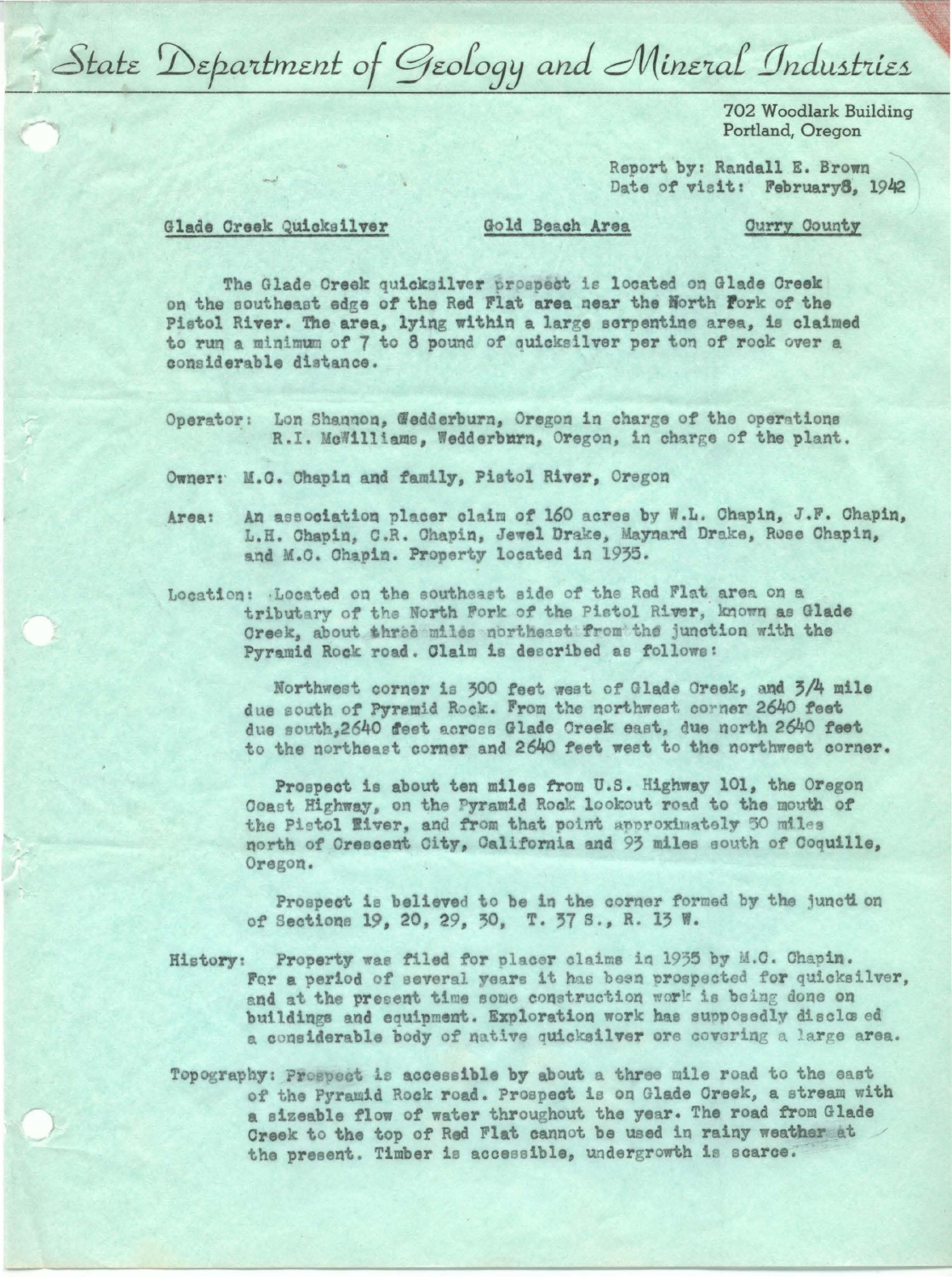# State Department of Geology and Mineral Industries

702 Woodlark Building
Portland, Oregon

Report by: Randall E. Brown
Date of visit: February8, 1942

Glade Creek Quicksilver — Gold Beach Area — Curry County

The Glade Creek quicksilver prospect is located on Glade Creek on the southeast edge of the Red Flat area near the North Fork of the Pistol River. The area, lying within a large serpentine area, is claimed to run a minimum of 7 to 8 pound of quicksilver per ton of rock over a considerable distance.

Operator: Lon Shannon, Wedderburn, Oregon in charge of the operations
R.I. McWilliams, Wedderburn, Oregon, in charge of the plant.

Owner: M.C. Chapin and family, Pistol River, Oregon

Area: An association placer claim of 160 acres by W.L. Chapin, J.F. Chapin, L.H. Chapin, C.R. Chapin, Jewel Drake, Maynard Drake, Rose Chapin, and M.C. Chapin. Property located in 1935.

Location: Located on the southeast side of the Red Flat area on a tributary of the North Fork of the Pistol River, known as Glade Creek, about three miles northeast from the junction with the Pyramid Rock road. Claim is described as follows:

Northwest corner is 300 feet west of Glade Creek, and 3/4 mile due south of Pyramid Rock. From the northwest corner 2640 feet due south, 2640 feet across Glade Creek east, due north 2640 feet to the northeast corner and 2640 feet west to the northwest corner.

Prospect is about ten miles from U.S. Highway 101, the Oregon Coast Highway, on the Pyramid Rock lookout road to the mouth of the Pistol River, and from that point approximately 30 miles north of Crescent City, California and 93 miles south of Coquille, Oregon.

Prospect is believed to be in the corner formed by the juncti on of Sections 19, 20, 29, 30, T. 37 S., R. 13 W.

History: Property was filed for placer claims in 1935 by M.C. Chapin. For a period of several years it has been prospected for quicksilver, and at the present time some construction work is being done on buildings and equipment. Exploration work has supposedly disclo ed a considerable body of native quicksilver ore covering a large area.

Topography: Prospect is accessible by about a three mile road to the east of the Pyramid Rock road. Prospect is on Glade Creek, a stream with a sizeable flow of water throughout the year. The road from Glade Creek to the top of Red Flat cannot be used in rainy weather at the present. Timber is accessible, undergrowth is scarce.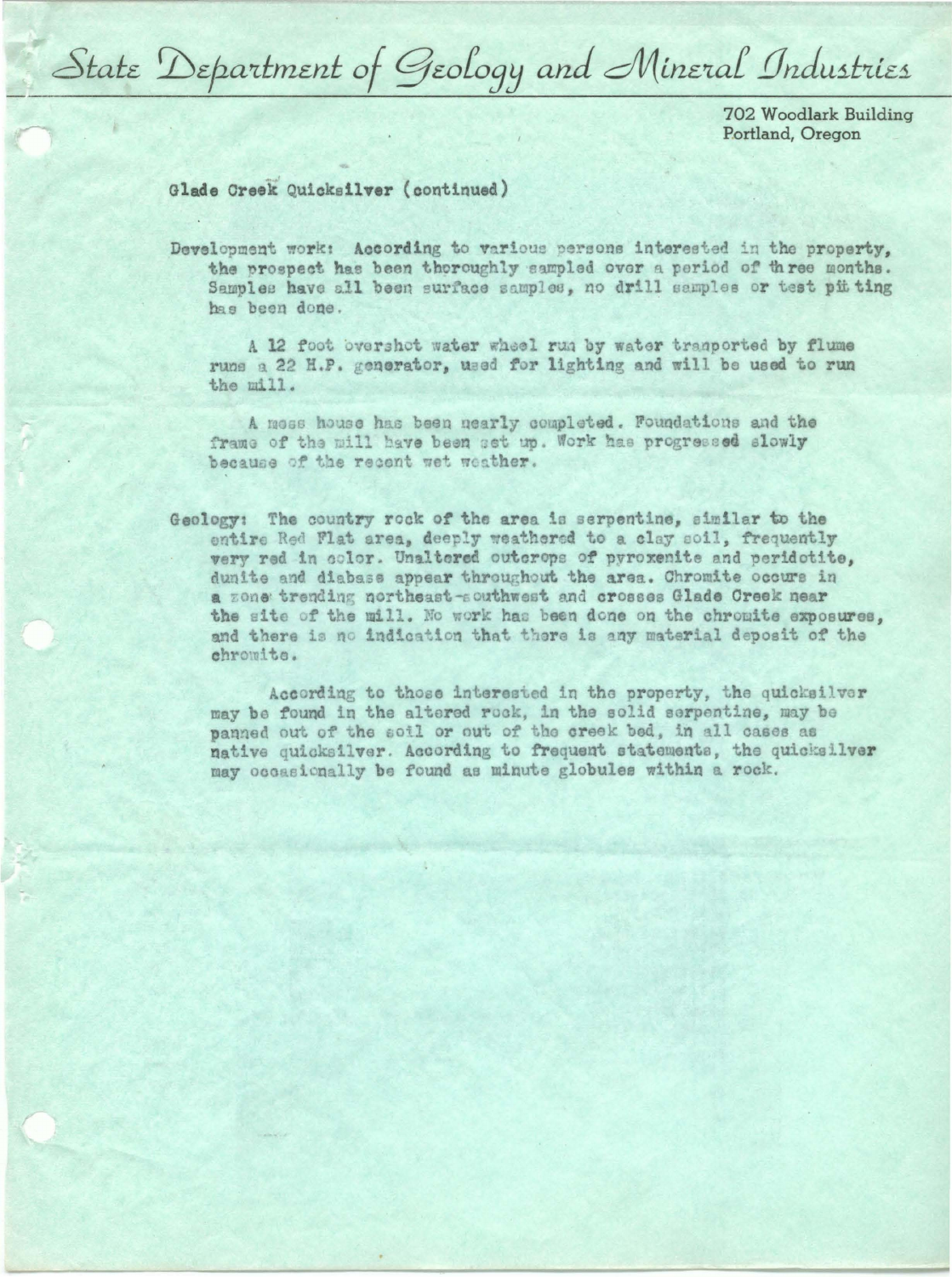# State Department of Geology and Mineral Industries

702 Woodlark Building
Portland, Oregon

Glade Creek Quicksilver (continued)

Development work: According to various persons interested in the property, the prospect has been thoroughly sampled over a period of three months. Samples have all been surface samples, no drill samples or test pitting has been done.

A 12 foot overshot water wheel run by water transported by flume runs a 22 H.P. generator, used for lighting and will be used to run the mill.

A mess house has been nearly completed. Foundations and the frame of the mill have been set up. Work has progressed slowly because of the recent wet weather.

Geology: The country rock of the area is serpentine, similar to the entire Red Flat area, deeply weathered to a clay soil, frequently very red in color. Unaltered outcrops of pyroxenite and peridotite, dunite and diabase appear throughout the area. Chromite occurs in a zone trending northeast-southwest and crosses Glade Creek near the site of the mill. No work has been done on the chromite exposures, and there is no indication that there is any material deposit of the chromite.

According to those interested in the property, the quicksilver may be found in the altered rock, in the solid serpentine, may be panned out of the soil or out of the creek bed, in all cases as native quicksilver. According to frequent statements, the quicksilver may occasionally be found as minute globules within a rock.